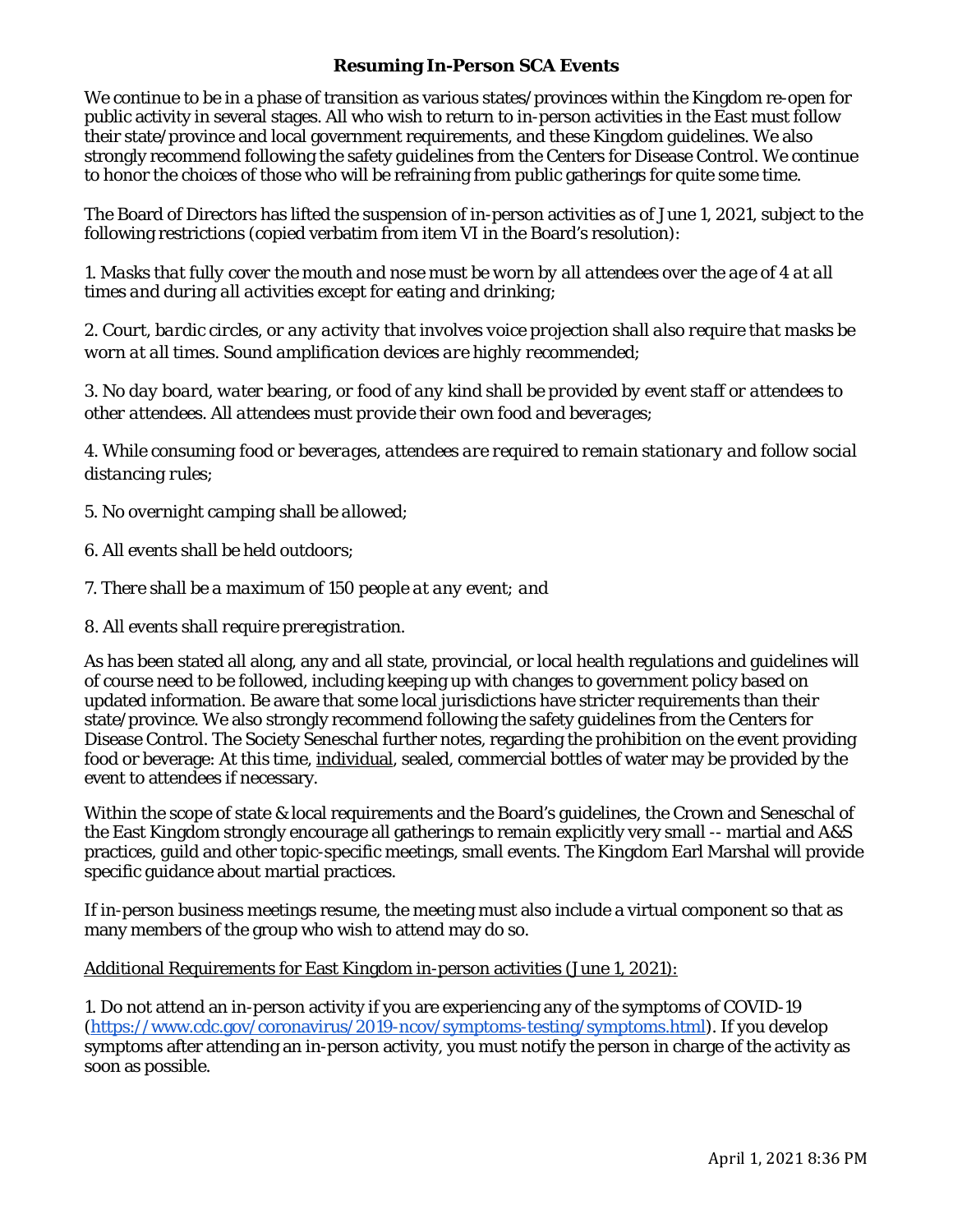# Resuming In-Person SCA Events

We continue to be in a phase of transition as various states/provinces within the Kingdom re-open for public activity in several stages. All who wish to return to in-person activities in the East must follow their state/province and local government requirements, and these Kingdom guidelines. We also strongly recommend following the safety guidelines from the Centers for Disease Control. We continue to honor the choices of those who will be refraining from public gatherings for quite some time.

The Board of Directors has lifted the suspension of in-person activities as of June 1, 2021, subject to the following restrictions (copied verbatim from item VI in the Board's resolution):

*1. Masks that fully cover the mouth and nose must be worn by all attendees over the age of 4 at all times and during all activities except for eating and drinking;*

*2. Court, bardic circles, or any activity that involves voice projection shall also require that masks be worn at all times. Sound amplification devices are highly recommended;*

*3. No day board, water bearing, or food of any kind shall be provided by event staff or attendees to other attendees. All attendees must provide their own food and beverages;*

*4. While consuming food or beverages, attendees are required to remain stationary and follow social distancing rules;*

*5. No overnight camping shall be allowed;*

*6. All events shall be held outdoors;*

*7. There shall be a maximum of 150 people at any event; and*

*8. All events shall require preregistration.*

As has been stated all along, any and all state, provincial, or local health regulations and guidelines will of course need to be followed, including keeping up with changes to government policy based on updated information. Be aware that some local jurisdictions have stricter requirements than their state/province. We also strongly recommend following the safety guidelines from the Centers for Disease Control. The Society Seneschal further notes, regarding the prohibition on the event providing food or beverage: At this time, <u>individual</u>, sealed, commercial bottles of water may be provided by the event to attendees if necessary.

Within the scope of state & local requirements and the Board's guidelines, the Crown and Seneschal of the East Kingdom strongly encourage all gatherings to remain explicitly very small -- martial and A&S practices, guild and other topic-specific meetings, small events. The Kingdom Earl Marshal will provide specific guidance about martial practices.

If in-person business meetings resume, the meeting must also include a virtual component so that as many members of the group who wish to attend may do so.

<u>Additional Requirements for East Kingdom in-person activities (June 1, 2021):</u>

1. Do not attend an in-person activity if you are experiencing any of the symptoms of COVID-19 (https://www.cdc.gov/coronavirus/2019-ncov/symptoms-testing/symptoms.html). If you develop symptoms after attending an in-person activity, you must notify the person in charge of the activity as soon as possible.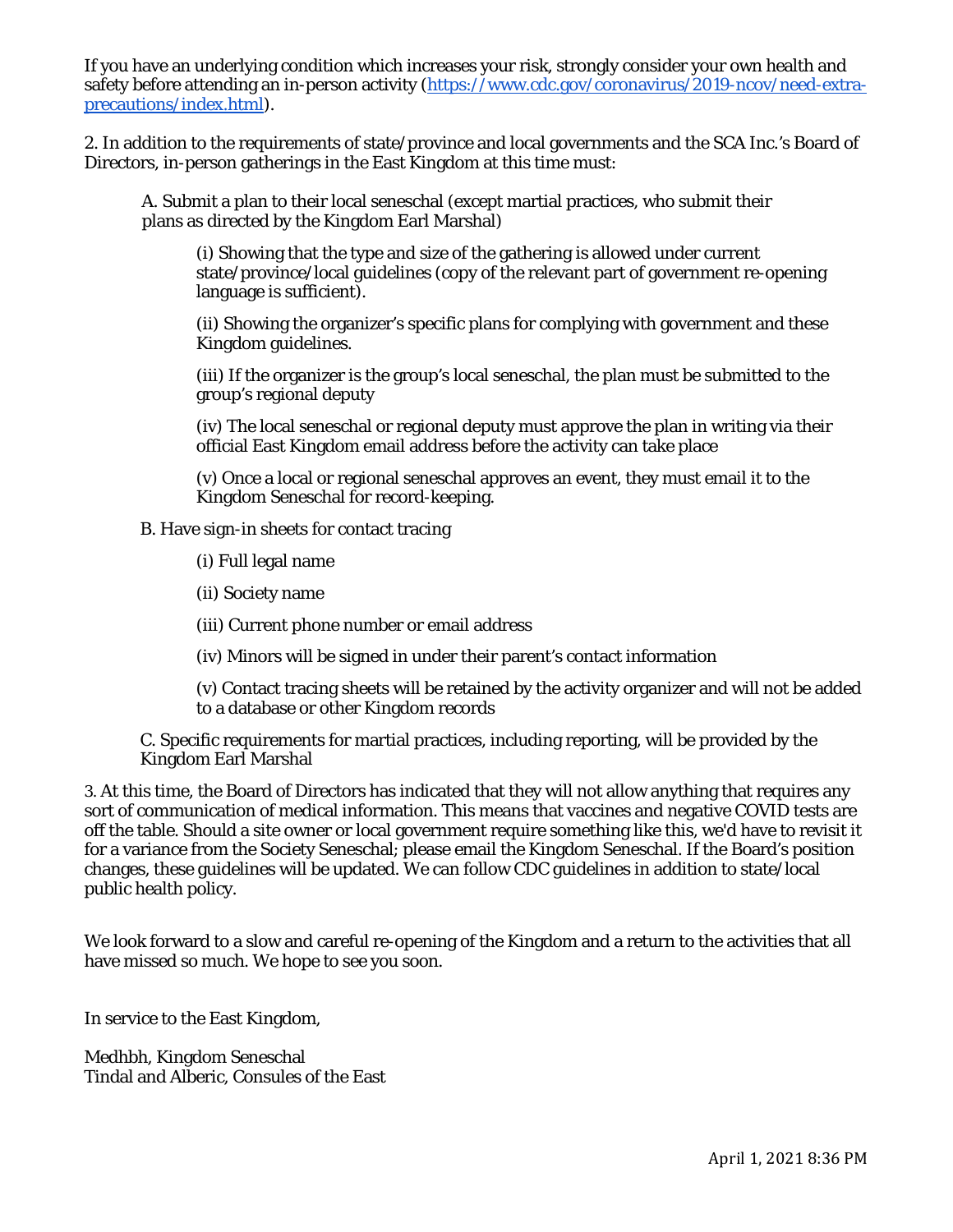If you have an underlying condition which increases your risk, strongly consider your own health and safety before attending an in-person activity (https://www.cdc.gov/coronavirus/2019-ncov/need-extra-precautions/index.html).

2. In addition to the requirements of state/province and local governments and the SCA Inc.'s Board of Directors, in-person gatherings in the East Kingdom at this time must:

A. Submit a plan to their local seneschal (except martial practices, who submit their plans as directed by the Kingdom Earl Marshal)

(i) Showing that the type and size of the gathering is allowed under current state/province/local guidelines (copy of the relevant part of government re-opening language is sufficient).

(ii) Showing the organizer's specific plans for complying with government and these Kingdom guidelines.

(iii) If the organizer is the group's local seneschal, the plan must be submitted to the group's regional deputy

(iv) The local seneschal or regional deputy must approve the plan in writing via their official East Kingdom email address before the activity can take place

(v) Once a local or regional seneschal approves an event, they must email it to the Kingdom Seneschal for record-keeping.

B. Have sign-in sheets for contact tracing

(i) Full legal name

(ii) Society name

(iii) Current phone number or email address

(iv) Minors will be signed in under their parent's contact information

(v) Contact tracing sheets will be retained by the activity organizer and will not be added to a database or other Kingdom records

C. Specific requirements for martial practices, including reporting, will be provided by the Kingdom Earl Marshal

3. At this time, the Board of Directors has indicated that they will not allow anything that requires any sort of communication of medical information. This means that vaccines and negative COVID tests are off the table. Should a site owner or local government require something like this, we'd have to revisit it for a variance from the Society Seneschal; please email the Kingdom Seneschal. If the Board's position changes, these guidelines will be updated. We can follow CDC guidelines in addition to state/local public health policy.

We look forward to a slow and careful re-opening of the Kingdom and a return to the activities that all have missed so much. We hope to see you soon.

In service to the East Kingdom,

Medhbh, Kingdom Seneschal
Tindal and Alberic, Consules of the East

April 1, 2021 8:36 PM